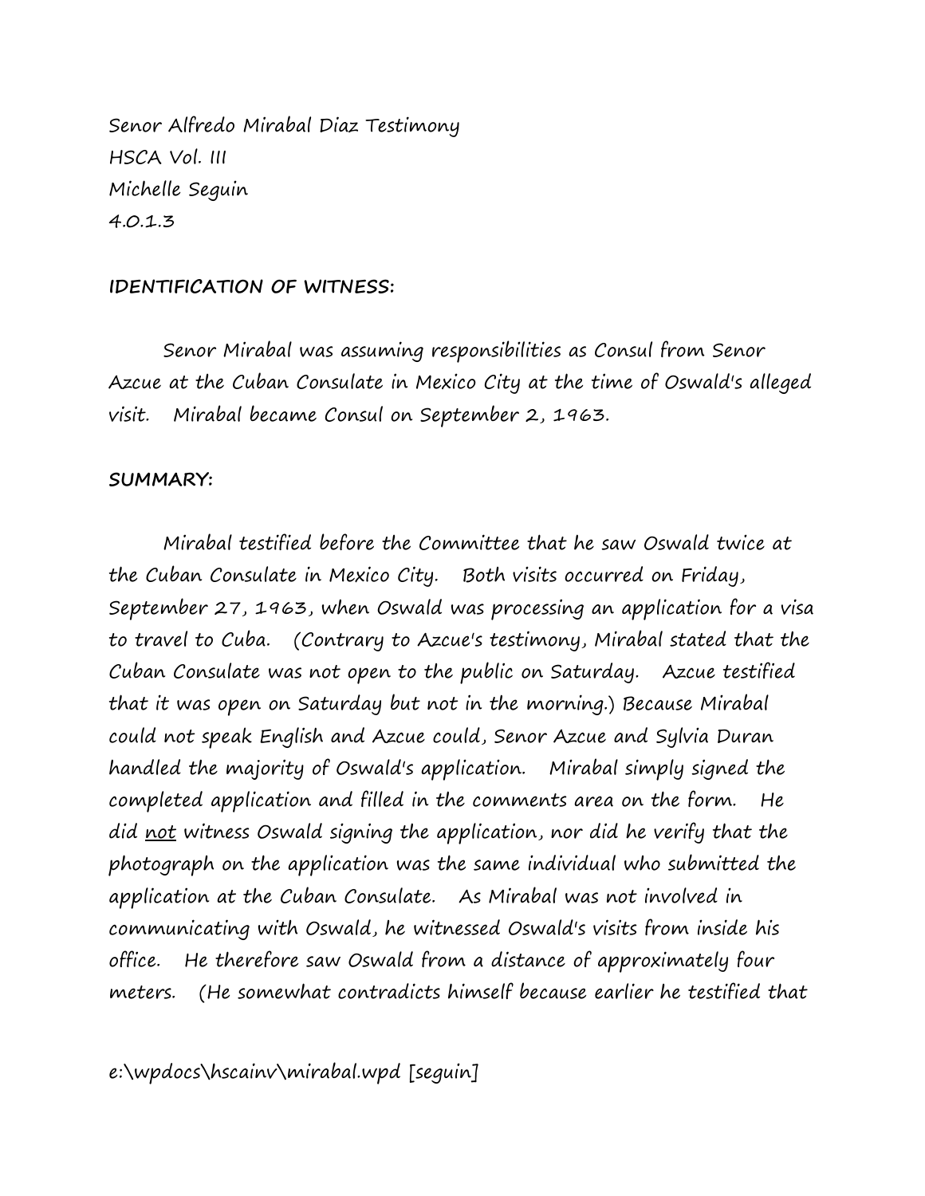Senor Alfredo Mirabal Diaz Testimony
HSCA Vol. III
Michelle Seguin
4.0.1.3

**IDENTIFICATION OF WITNESS:**

Senor Mirabal was assuming responsibilities as Consul from Senor Azcue at the Cuban Consulate in Mexico City at the time of Oswald's alleged visit. Mirabal became Consul on September 2, 1963.

**SUMMARY:**

Mirabal testified before the Committee that he saw Oswald twice at the Cuban Consulate in Mexico City. Both visits occurred on Friday, September 27, 1963, when Oswald was processing an application for a visa to travel to Cuba. (Contrary to Azcue's testimony, Mirabal stated that the Cuban Consulate was not open to the public on Saturday. Azcue testified that it was open on Saturday but not in the morning.) Because Mirabal could not speak English and Azcue could, Senor Azcue and Sylvia Duran handled the majority of Oswald's application. Mirabal simply signed the completed application and filled in the comments area on the form. He did <u>not</u> witness Oswald signing the application, nor did he verify that the photograph on the application was the same individual who submitted the application at the Cuban Consulate. As Mirabal was not involved in communicating with Oswald, he witnessed Oswald's visits from inside his office. He therefore saw Oswald from a distance of approximately four meters. (He somewhat contradicts himself because earlier he testified that

e:\wpdocs\hscainv\mirabal.wpd [seguin]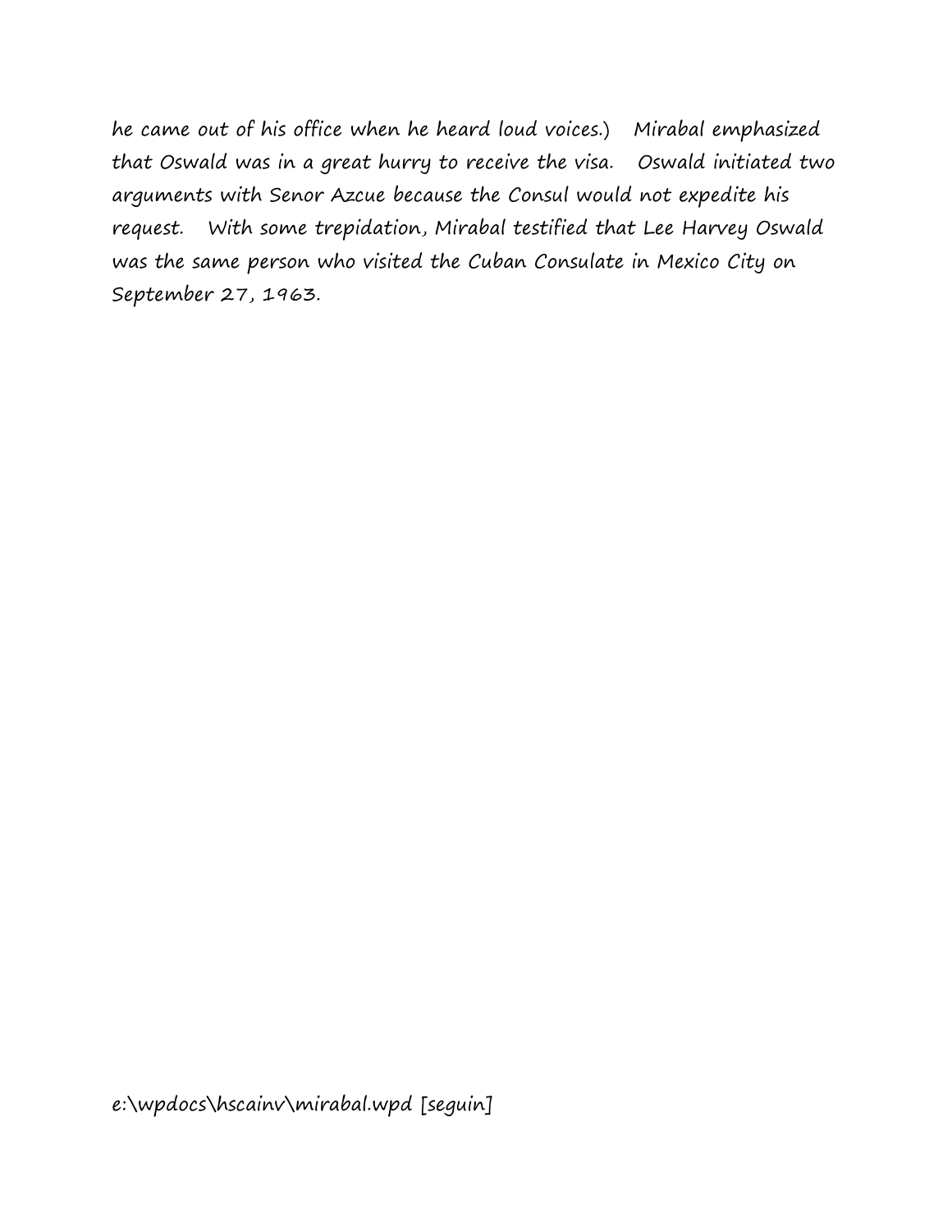he came out of his office when he heard loud voices.) Mirabal emphasized that Oswald was in a great hurry to receive the visa. Oswald initiated two arguments with Senor Azcue because the Consul would not expedite his request. With some trepidation, Mirabal testified that Lee Harvey Oswald was the same person who visited the Cuban Consulate in Mexico City on September 27, 1963.

e:\wpdocs\hscainv\mirabal.wpd [seguin]